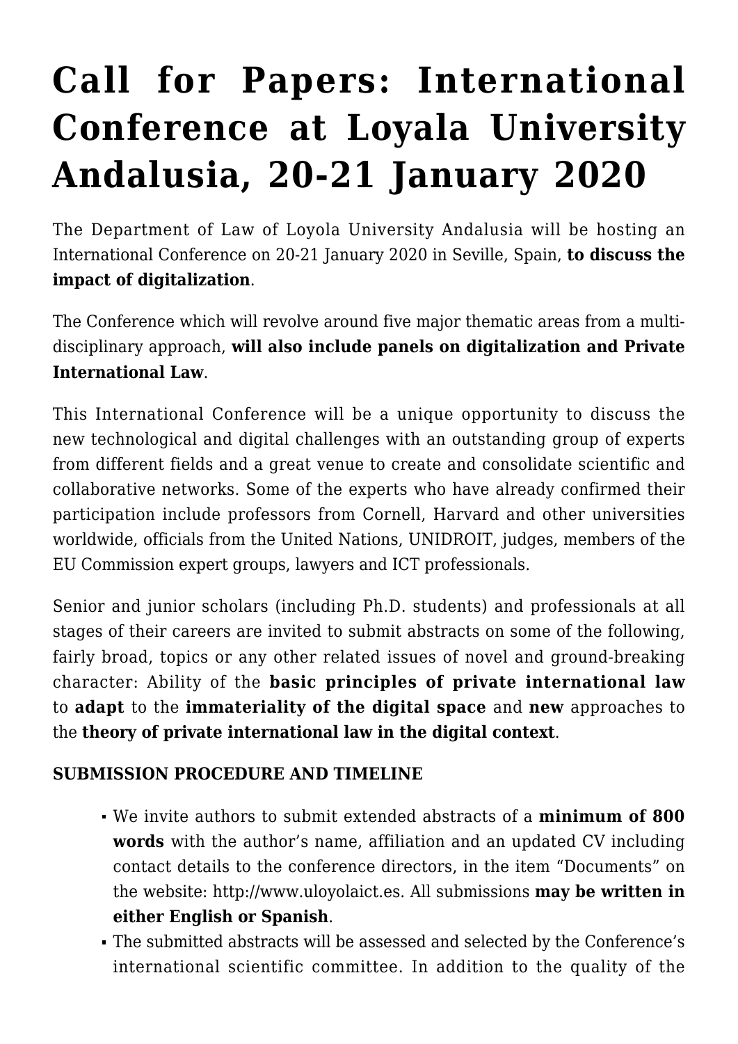# Call for Papers: International Conference at Loyala University Andalusia, 20-21 January 2020

The Department of Law of Loyola University Andalusia will be hosting an International Conference on 20-21 January 2020 in Seville, Spain, **to discuss the impact of digitalization**.

The Conference which will revolve around five major thematic areas from a multi-disciplinary approach, **will also include panels on digitalization and Private International Law**.

This International Conference will be a unique opportunity to discuss the new technological and digital challenges with an outstanding group of experts from different fields and a great venue to create and consolidate scientific and collaborative networks. Some of the experts who have already confirmed their participation include professors from Cornell, Harvard and other universities worldwide, officials from the United Nations, UNIDROIT, judges, members of the EU Commission expert groups, lawyers and ICT professionals.

Senior and junior scholars (including Ph.D. students) and professionals at all stages of their careers are invited to submit abstracts on some of the following, fairly broad, topics or any other related issues of novel and ground-breaking character: Ability of the **basic principles of private international law** to **adapt** to the **immateriality of the digital space** and **new** approaches to the **theory of private international law in the digital context**.

**SUBMISSION PROCEDURE AND TIMELINE**

- We invite authors to submit extended abstracts of a **minimum of 800 words** with the author's name, affiliation and an updated CV including contact details to the conference directors, in the item "Documents" on the website: http://www.uloyolaict.es. All submissions **may be written in either English or Spanish**.
- The submitted abstracts will be assessed and selected by the Conference's international scientific committee. In addition to the quality of the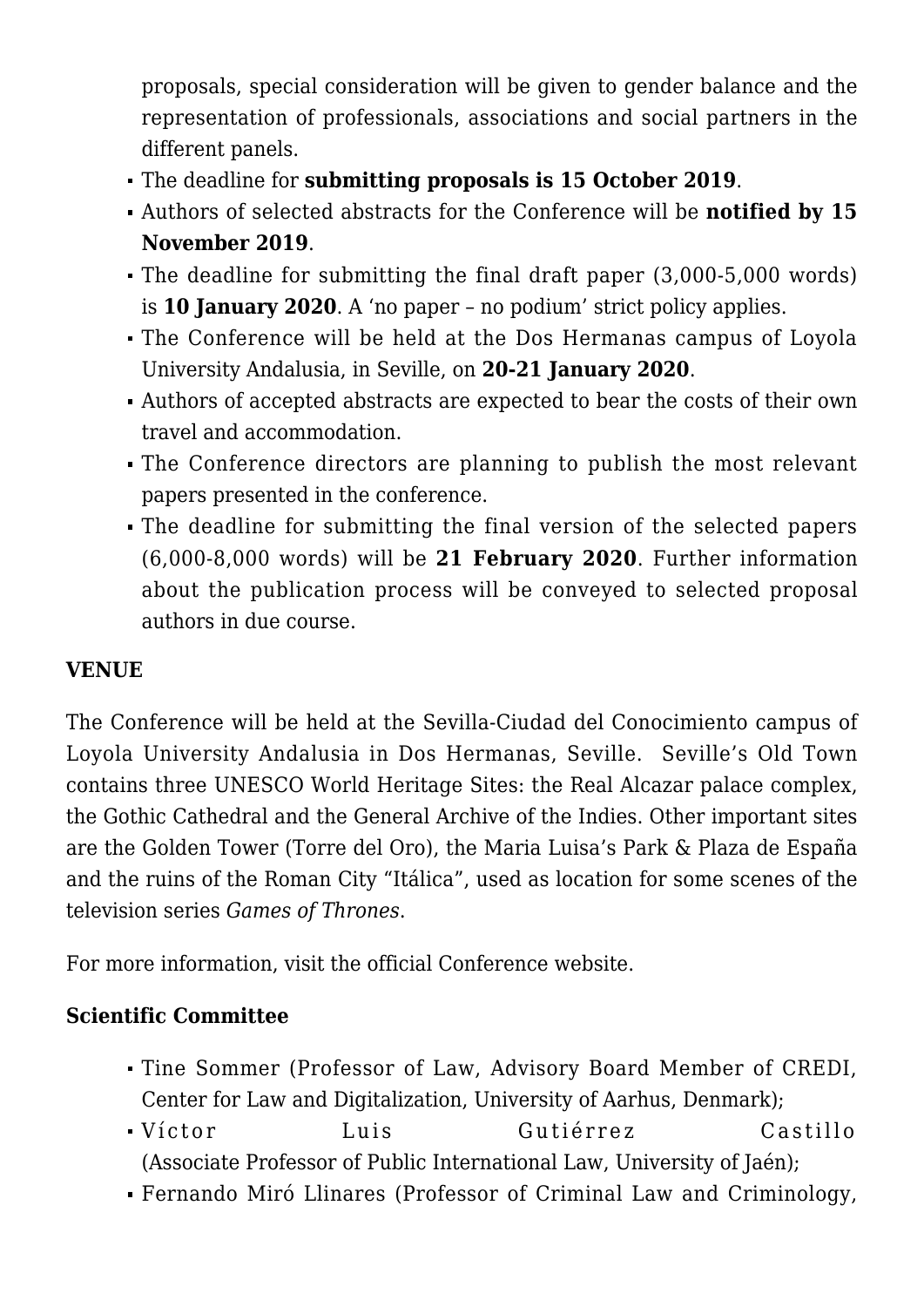proposals, special consideration will be given to gender balance and the representation of professionals, associations and social partners in the different panels.
- The deadline for **submitting proposals is 15 October 2019**.
- Authors of selected abstracts for the Conference will be **notified by 15 November 2019**.
- The deadline for submitting the final draft paper (3,000-5,000 words) is **10 January 2020**. A 'no paper – no podium' strict policy applies.
- The Conference will be held at the Dos Hermanas campus of Loyola University Andalusia, in Seville, on **20-21 January 2020**.
- Authors of accepted abstracts are expected to bear the costs of their own travel and accommodation.
- The Conference directors are planning to publish the most relevant papers presented in the conference.
- The deadline for submitting the final version of the selected papers (6,000-8,000 words) will be **21 February 2020**. Further information about the publication process will be conveyed to selected proposal authors in due course.

**VENUE**

The Conference will be held at the Sevilla-Ciudad del Conocimiento campus of Loyola University Andalusia in Dos Hermanas, Seville. Seville's Old Town contains three UNESCO World Heritage Sites: the Real Alcazar palace complex, the Gothic Cathedral and the General Archive of the Indies. Other important sites are the Golden Tower (Torre del Oro), the Maria Luisa's Park & Plaza de España and the ruins of the Roman City "Itálica", used as location for some scenes of the television series *Games of Thrones*.

For more information, visit the official Conference website.

**Scientific Committee**

- Tine Sommer (Professor of Law, Advisory Board Member of CREDI, Center for Law and Digitalization, University of Aarhus, Denmark);
- Víctor Luis Gutiérrez Castillo (Associate Professor of Public International Law, University of Jaén);
- Fernando Miró Llinares (Professor of Criminal Law and Criminology,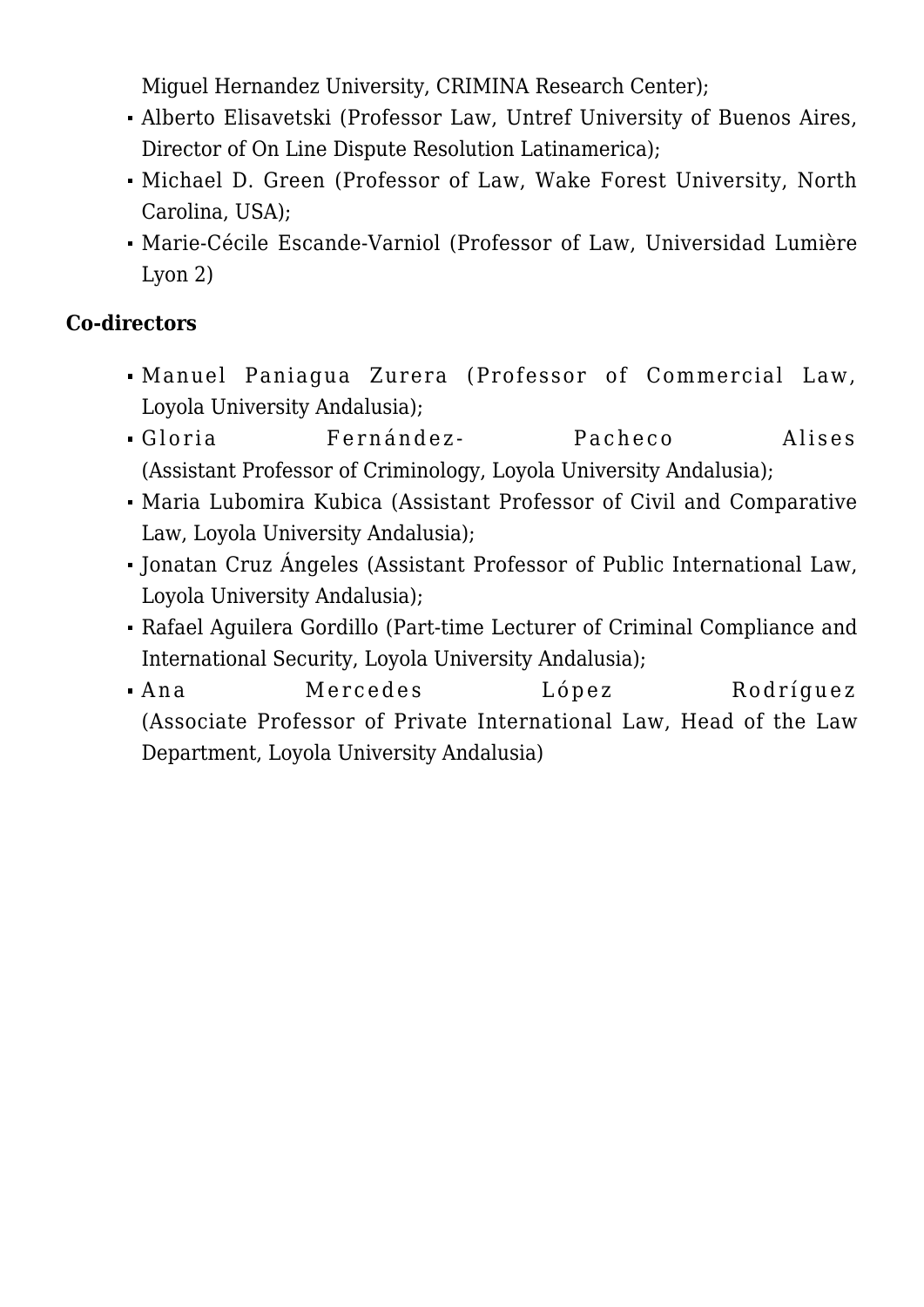Miguel Hernandez University, CRIMINA Research Center);

- Alberto Elisavetski (Professor Law, Untref University of Buenos Aires, Director of On Line Dispute Resolution Latinamerica);
- Michael D. Green (Professor of Law, Wake Forest University, North Carolina, USA);
- Marie-Cécile Escande-Varniol (Professor of Law, Universidad Lumière Lyon 2)

**Co-directors**

- Manuel Paniagua Zurera (Professor of Commercial Law, Loyola University Andalusia);
- Gloria Fernández- Pacheco Alises (Assistant Professor of Criminology, Loyola University Andalusia);
- Maria Lubomira Kubica (Assistant Professor of Civil and Comparative Law, Loyola University Andalusia);
- Jonatan Cruz Ángeles (Assistant Professor of Public International Law, Loyola University Andalusia);
- Rafael Aguilera Gordillo (Part-time Lecturer of Criminal Compliance and International Security, Loyola University Andalusia);
- Ana Mercedes López Rodríguez (Associate Professor of Private International Law, Head of the Law Department, Loyola University Andalusia)